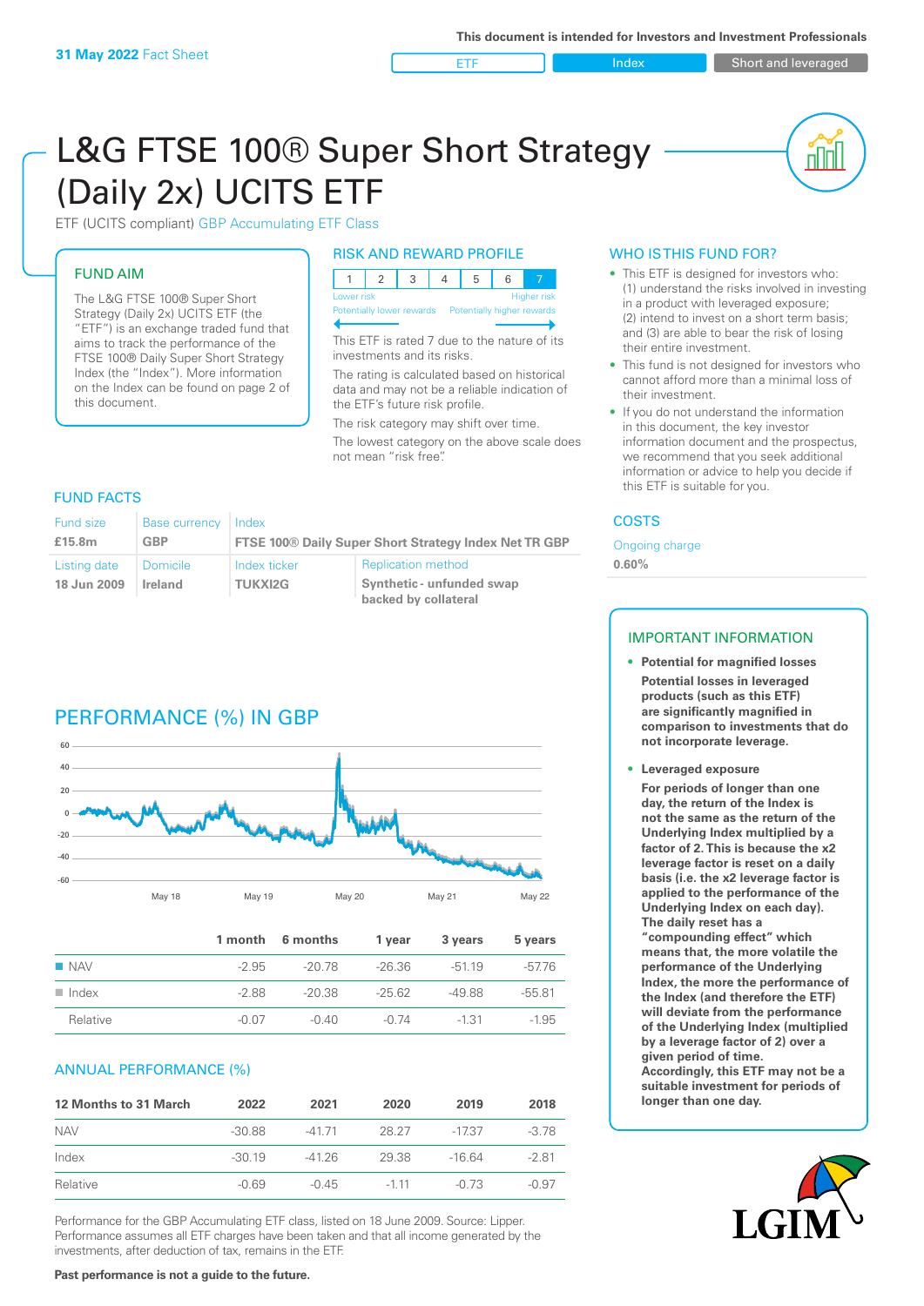31 May 2022 Fact Sheet

This document is intended for Investors and Investment Professionals

ETF | Index | Short and leveraged

# L&G FTSE 100® Super Short Strategy (Daily 2x) UCITS ETF

ETF (UCITS compliant) GBP Accumulating ETF Class

## FUND AIM

The L&G FTSE 100® Super Short Strategy (Daily 2x) UCITS ETF (the "ETF") is an exchange traded fund that aims to track the performance of the FTSE 100® Daily Super Short Strategy Index (the "Index"). More information on the Index can be found on page 2 of this document.

## RISK AND REWARD PROFILE

| 1 | 2 | 3 | 4 | 5 | 6 | 7 |
|---|---|---|---|---|---|---|

Lower risk — Higher risk

Potentially lower rewards — Potentially higher rewards

This ETF is rated 7 due to the nature of its investments and its risks.

The rating is calculated based on historical data and may not be a reliable indication of the ETF's future risk profile.

The risk category may shift over time.

The lowest category on the above scale does not mean "risk free".

## WHO IS THIS FUND FOR?

- This ETF is designed for investors who: (1) understand the risks involved in investing in a product with leveraged exposure; (2) intend to invest on a short term basis; and (3) are able to bear the risk of losing their entire investment.
- This fund is not designed for investors who cannot afford more than a minimal loss of their investment.
- If you do not understand the information in this document, the key investor information document and the prospectus, we recommend that you seek additional information or advice to help you decide if this ETF is suitable for you.

## FUND FACTS

| Fund size | Base currency | Index | |
|---|---|---|---|
| £15.8m | GBP | FTSE 100® Daily Super Short Strategy Index Net TR GBP | |
| **Listing date** | **Domicile** | **Index ticker** | **Replication method** |
| 18 Jun 2009 | Ireland | TUKXI2G | Synthetic - unfunded swap backed by collateral |

## COSTS

Ongoing charge

0.60%

## PERFORMANCE (%) IN GBP

| | 1 month | 6 months | 1 year | 3 years | 5 years |
|---|---|---|---|---|---|
| NAV | -2.95 | -20.78 | -26.36 | -51.19 | -57.76 |
| Index | -2.88 | -20.38 | -25.62 | -49.88 | -55.81 |
| Relative | -0.07 | -0.40 | -0.74 | -1.31 | -1.95 |

## ANNUAL PERFORMANCE (%)

| 12 Months to 31 March | 2022 | 2021 | 2020 | 2019 | 2018 |
|---|---|---|---|---|---|
| NAV | -30.88 | -41.71 | 28.27 | -17.37 | -3.78 |
| Index | -30.19 | -41.26 | 29.38 | -16.64 | -2.81 |
| Relative | -0.69 | -0.45 | -1.11 | -0.73 | -0.97 |

Performance for the GBP Accumulating ETF class, listed on 18 June 2009. Source: Lipper. Performance assumes all ETF charges have been taken and that all income generated by the investments, after deduction of tax, remains in the ETF.

**Past performance is not a guide to the future.**

## IMPORTANT INFORMATION

- **Potential for magnified losses**

  **Potential losses in leveraged products (such as this ETF) are significantly magnified in comparison to investments that do not incorporate leverage.**

- **Leveraged exposure**

  **For periods of longer than one day, the return of the Index is not the same as the return of the Underlying Index multiplied by a factor of 2. This is because the x2 leverage factor is reset on a daily basis (i.e. the x2 leverage factor is applied to the performance of the Underlying Index on each day). The daily reset has a "compounding effect" which means that, the more volatile the performance of the Underlying Index, the more the performance of the Index (and therefore the ETF) will deviate from the performance of the Underlying Index (multiplied by a leverage factor of 2) over a given period of time. Accordingly, this ETF may not be a suitable investment for periods of longer than one day.**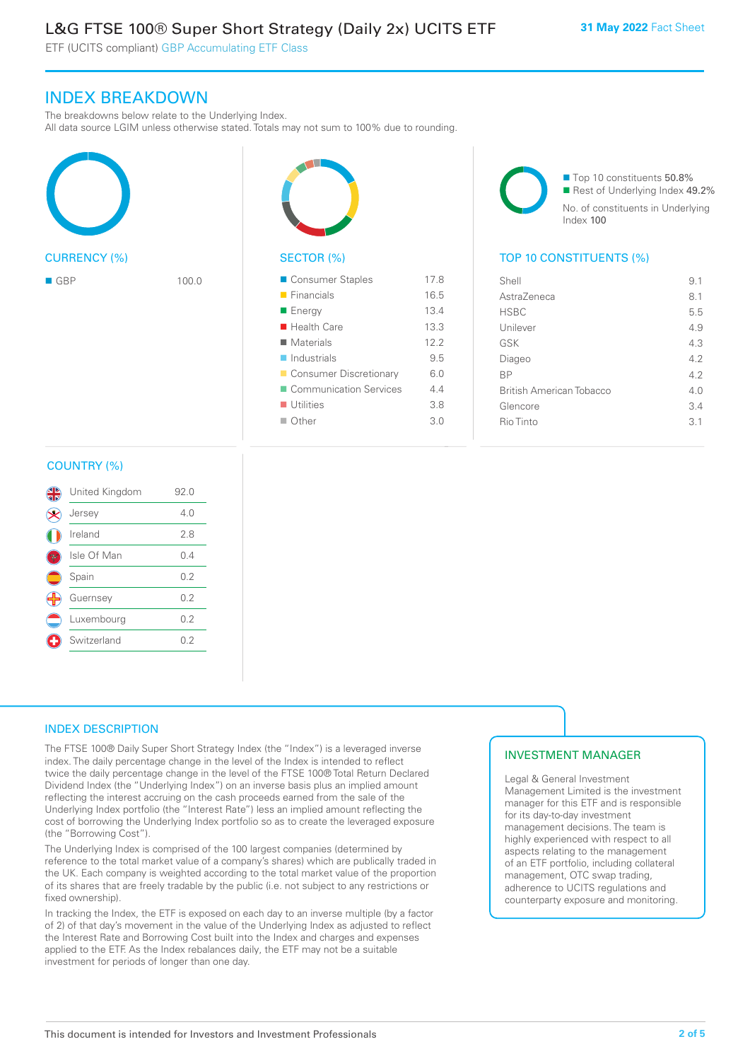## INDEX BREAKDOWN

The breakdowns below relate to the Underlying Index.
All data source LGIM unless otherwise stated. Totals may not sum to 100% due to rounding.

### CURRENCY (%)

| Currency | % |
|---|---|
| GBP | 100.0 |

### SECTOR (%)

| Sector | % |
|---|---|
| Consumer Staples | 17.8 |
| Financials | 16.5 |
| Energy | 13.4 |
| Health Care | 13.3 |
| Materials | 12.2 |
| Industrials | 9.5 |
| Consumer Discretionary | 6.0 |
| Communication Services | 4.4 |
| Utilities | 3.8 |
| Other | 3.0 |

- Top 10 constituents 50.8%
- Rest of Underlying Index 49.2%

No. of constituents in Underlying Index 100

### TOP 10 CONSTITUENTS (%)

| Constituent | % |
|---|---|
| Shell | 9.1 |
| AstraZeneca | 8.1 |
| HSBC | 5.5 |
| Unilever | 4.9 |
| GSK | 4.3 |
| Diageo | 4.2 |
| BP | 4.2 |
| British American Tobacco | 4.0 |
| Glencore | 3.4 |
| Rio Tinto | 3.1 |

### COUNTRY (%)

| Country | % |
|---|---|
| United Kingdom | 92.0 |
| Jersey | 4.0 |
| Ireland | 2.8 |
| Isle Of Man | 0.4 |
| Spain | 0.2 |
| Guernsey | 0.2 |
| Luxembourg | 0.2 |
| Switzerland | 0.2 |

### INDEX DESCRIPTION

The FTSE 100® Daily Super Short Strategy Index (the "Index") is a leveraged inverse index. The daily percentage change in the level of the Index is intended to reflect twice the daily percentage change in the level of the FTSE 100® Total Return Declared Dividend Index (the "Underlying Index") on an inverse basis plus an implied amount reflecting the interest accruing on the cash proceeds earned from the sale of the Underlying Index portfolio (the "Interest Rate") less an implied amount reflecting the cost of borrowing the Underlying Index portfolio so as to create the leveraged exposure (the "Borrowing Cost").

The Underlying Index is comprised of the 100 largest companies (determined by reference to the total market value of a company's shares) which are publically traded in the UK. Each company is weighted according to the total market value of the proportion of its shares that are freely tradable by the public (i.e. not subject to any restrictions or fixed ownership).

In tracking the Index, the ETF is exposed on each day to an inverse multiple (by a factor of 2) of that day's movement in the value of the Underlying Index as adjusted to reflect the Interest Rate and Borrowing Cost built into the Index and charges and expenses applied to the ETF. As the Index rebalances daily, the ETF may not be a suitable investment for periods of longer than one day.

### INVESTMENT MANAGER

Legal & General Investment Management Limited is the investment manager for this ETF and is responsible for its day-to-day investment management decisions. The team is highly experienced with respect to all aspects relating to the management of an ETF portfolio, including collateral management, OTC swap trading, adherence to UCITS regulations and counterparty exposure and monitoring.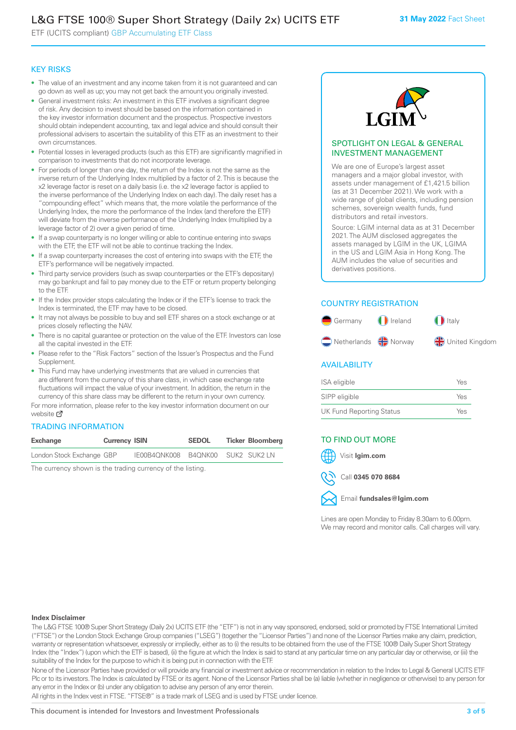# L&G FTSE 100® Super Short Strategy (Daily 2x) UCITS ETF

ETF (UCITS compliant) GBP Accumulating ETF Class

**31 May 2022** Fact Sheet

## KEY RISKS

- The value of an investment and any income taken from it is not guaranteed and can go down as well as up; you may not get back the amount you originally invested.
- General investment risks: An investment in this ETF involves a significant degree of risk. Any decision to invest should be based on the information contained in the key investor information document and the prospectus. Prospective investors should obtain independent accounting, tax and legal advice and should consult their professional advisers to ascertain the suitability of this ETF as an investment to their own circumstances.
- Potential losses in leveraged products (such as this ETF) are significantly magnified in comparison to investments that do not incorporate leverage.
- For periods of longer than one day, the return of the Index is not the same as the inverse return of the Underlying Index multiplied by a factor of 2. This is because the x2 leverage factor is reset on a daily basis (i.e. the x2 leverage factor is applied to the inverse performance of the Underlying Index on each day). The daily reset has a "compounding effect" which means that, the more volatile the performance of the Underlying Index, the more the performance of the Index (and therefore the ETF) will deviate from the inverse performance of the Underlying Index (multiplied by a leverage factor of 2) over a given period of time.
- If a swap counterparty is no longer willing or able to continue entering into swaps with the ETF, the ETF will not be able to continue tracking the Index.
- If a swap counterparty increases the cost of entering into swaps with the ETF, the ETF's performance will be negatively impacted.
- Third party service providers (such as swap counterparties or the ETF's depositary) may go bankrupt and fail to pay money due to the ETF or return property belonging to the ETF.
- If the Index provider stops calculating the Index or if the ETF's license to track the Index is terminated, the ETF may have to be closed.
- It may not always be possible to buy and sell ETF shares on a stock exchange or at prices closely reflecting the NAV.
- There is no capital guarantee or protection on the value of the ETF. Investors can lose all the capital invested in the ETF.
- Please refer to the "Risk Factors" section of the Issuer's Prospectus and the Fund Supplement.
- This Fund may have underlying investments that are valued in currencies that are different from the currency of this share class, in which case exchange rate fluctuations will impact the value of your investment. In addition, the return in the currency of this share class may be different to the return in your own currency.

For more information, please refer to the key investor information document on our website

## TRADING INFORMATION

| Exchange | Currency | ISIN | SEDOL | Ticker | Bloomberg |
|---|---|---|---|---|---|
| London Stock Exchange | GBP | IE00B4QNK008 | B4QNK00 | SUK2 | SUK2 LN |

The currency shown is the trading currency of the listing.

## SPOTLIGHT ON LEGAL & GENERAL INVESTMENT MANAGEMENT

We are one of Europe's largest asset managers and a major global investor, with assets under management of £1,421.5 billion (as at 31 December 2021). We work with a wide range of global clients, including pension schemes, sovereign wealth funds, fund distributors and retail investors.

Source: LGIM internal data as at 31 December 2021. The AUM disclosed aggregates the assets managed by LGIM in the UK, LGIMA in the US and LGIM Asia in Hong Kong. The AUM includes the value of securities and derivatives positions.

## COUNTRY REGISTRATION

Germany, Ireland, Italy, Netherlands, Norway, United Kingdom

## AVAILABILITY

| | |
|---|---|
| ISA eligible | Yes |
| SIPP eligible | Yes |
| UK Fund Reporting Status | Yes |

## TO FIND OUT MORE

Visit **lgim.com**

Call **0345 070 8684**

Email **fundsales@lgim.com**

Lines are open Monday to Friday 8.30am to 6.00pm. We may record and monitor calls. Call charges will vary.

**Index Disclaimer**

The L&G FTSE 100® Super Short Strategy (Daily 2x) UCITS ETF (the "ETF") is not in any way sponsored, endorsed, sold or promoted by FTSE International Limited ("FTSE") or the London Stock Exchange Group companies ("LSEG") (together the "Licensor Parties") and none of the Licensor Parties make any claim, prediction, warranty or representation whatsoever, expressly or impliedly, either as to (i) the results to be obtained from the use of the FTSE 100® Daily Super Short Strategy Index (the "Index") (upon which the ETF is based), (ii) the figure at which the Index is said to stand at any particular time on any particular day or otherwise, or (iii) the suitability of the Index for the purpose to which it is being put in connection with the ETF.

None of the Licensor Parties have provided or will provide any financial or investment advice or recommendation in relation to the Index to Legal & General UCITS ETF Plc or to its investors. The Index is calculated by FTSE or its agent. None of the Licensor Parties shall be (a) liable (whether in negligence or otherwise) to any person for any error in the Index or (b) under any obligation to advise any person of any error therein.

All rights in the Index vest in FTSE. "FTSE®" is a trade mark of LSEG and is used by FTSE under licence.

This document is intended for Investors and Investment Professionals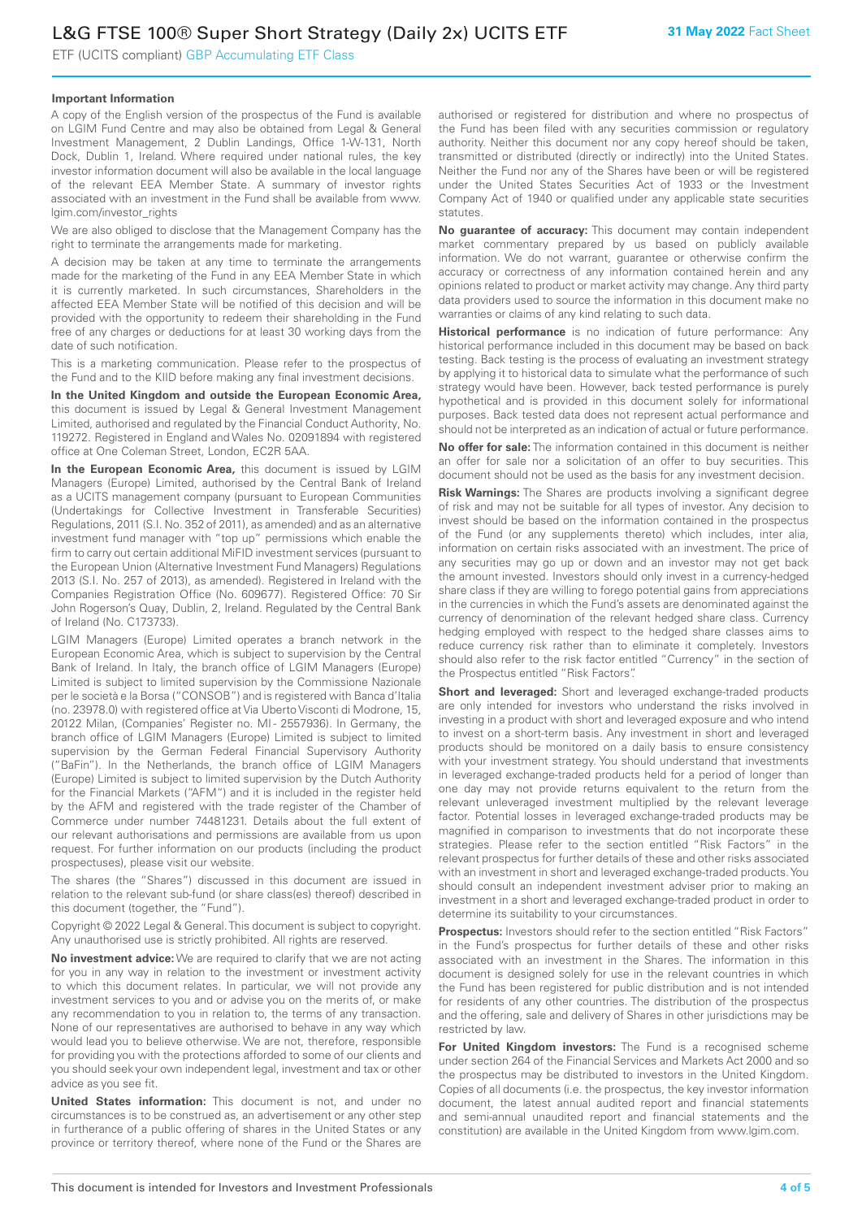## Important Information

A copy of the English version of the prospectus of the Fund is available on LGIM Fund Centre and may also be obtained from Legal & General Investment Management, 2 Dublin Landings, Office 1-W-131, North Dock, Dublin 1, Ireland. Where required under national rules, the key investor information document will also be available in the local language of the relevant EEA Member State. A summary of investor rights associated with an investment in the Fund shall be available from www.lgim.com/investor_rights

We are also obliged to disclose that the Management Company has the right to terminate the arrangements made for marketing.

A decision may be taken at any time to terminate the arrangements made for the marketing of the Fund in any EEA Member State in which it is currently marketed. In such circumstances, Shareholders in the affected EEA Member State will be notified of this decision and will be provided with the opportunity to redeem their shareholding in the Fund free of any charges or deductions for at least 30 working days from the date of such notification.

This is a marketing communication. Please refer to the prospectus of the Fund and to the KIID before making any final investment decisions.

**In the United Kingdom and outside the European Economic Area,** this document is issued by Legal & General Investment Management Limited, authorised and regulated by the Financial Conduct Authority, No. 119272. Registered in England and Wales No. 02091894 with registered office at One Coleman Street, London, EC2R 5AA.

**In the European Economic Area,** this document is issued by LGIM Managers (Europe) Limited, authorised by the Central Bank of Ireland as a UCITS management company (pursuant to European Communities (Undertakings for Collective Investment in Transferable Securities) Regulations, 2011 (S.I. No. 352 of 2011), as amended) and as an alternative investment fund manager with "top up" permissions which enable the firm to carry out certain additional MiFID investment services (pursuant to the European Union (Alternative Investment Fund Managers) Regulations 2013 (S.I. No. 257 of 2013), as amended). Registered in Ireland with the Companies Registration Office (No. 609677). Registered Office: 70 Sir John Rogerson's Quay, Dublin, 2, Ireland. Regulated by the Central Bank of Ireland (No. C173733).

LGIM Managers (Europe) Limited operates a branch network in the European Economic Area, which is subject to supervision by the Central Bank of Ireland. In Italy, the branch office of LGIM Managers (Europe) Limited is subject to limited supervision by the Commissione Nazionale per le società e la Borsa ("CONSOB") and is registered with Banca d'Italia (no. 23978.0) with registered office at Via Uberto Visconti di Modrone, 15, 20122 Milan, (Companies' Register no. MI - 2557936). In Germany, the branch office of LGIM Managers (Europe) Limited is subject to limited supervision by the German Federal Financial Supervisory Authority ("BaFin"). In the Netherlands, the branch office of LGIM Managers (Europe) Limited is subject to limited supervision by the Dutch Authority for the Financial Markets ("AFM") and it is included in the register held by the AFM and registered with the trade register of the Chamber of Commerce under number 74481231. Details about the full extent of our relevant authorisations and permissions are available from us upon request. For further information on our products (including the product prospectuses), please visit our website.

The shares (the "Shares") discussed in this document are issued in relation to the relevant sub-fund (or share class(es) thereof) described in this document (together, the "Fund").

Copyright © 2022 Legal & General. This document is subject to copyright. Any unauthorised use is strictly prohibited. All rights are reserved.

**No investment advice:** We are required to clarify that we are not acting for you in any way in relation to the investment or investment activity to which this document relates. In particular, we will not provide any investment services to you and or advise you on the merits of, or make any recommendation to you in relation to, the terms of any transaction. None of our representatives are authorised to behave in any way which would lead you to believe otherwise. We are not, therefore, responsible for providing you with the protections afforded to some of our clients and you should seek your own independent legal, investment and tax or other advice as you see fit.

**United States information:** This document is not, and under no circumstances is to be construed as, an advertisement or any other step in furtherance of a public offering of shares in the United States or any province or territory thereof, where none of the Fund or the Shares are authorised or registered for distribution and where no prospectus of the Fund has been filed with any securities commission or regulatory authority. Neither this document nor any copy hereof should be taken, transmitted or distributed (directly or indirectly) into the United States. Neither the Fund nor any of the Shares have been or will be registered under the United States Securities Act of 1933 or the Investment Company Act of 1940 or qualified under any applicable state securities statutes.

**No guarantee of accuracy:** This document may contain independent market commentary prepared by us based on publicly available information. We do not warrant, guarantee or otherwise confirm the accuracy or correctness of any information contained herein and any opinions related to product or market activity may change. Any third party data providers used to source the information in this document make no warranties or claims of any kind relating to such data.

**Historical performance** is no indication of future performance: Any historical performance included in this document may be based on back testing. Back testing is the process of evaluating an investment strategy by applying it to historical data to simulate what the performance of such strategy would have been. However, back tested performance is purely hypothetical and is provided in this document solely for informational purposes. Back tested data does not represent actual performance and should not be interpreted as an indication of actual or future performance.

**No offer for sale:** The information contained in this document is neither an offer for sale nor a solicitation of an offer to buy securities. This document should not be used as the basis for any investment decision.

**Risk Warnings:** The Shares are products involving a significant degree of risk and may not be suitable for all types of investor. Any decision to invest should be based on the information contained in the prospectus of the Fund (or any supplements thereto) which includes, inter alia, information on certain risks associated with an investment. The price of any securities may go up or down and an investor may not get back the amount invested. Investors should only invest in a currency-hedged share class if they are willing to forego potential gains from appreciations in the currencies in which the Fund's assets are denominated against the currency of denomination of the relevant hedged share class. Currency hedging employed with respect to the hedged share classes aims to reduce currency risk rather than to eliminate it completely. Investors should also refer to the risk factor entitled "Currency" in the section of the Prospectus entitled "Risk Factors".

**Short and leveraged:** Short and leveraged exchange-traded products are only intended for investors who understand the risks involved in investing in a product with short and leveraged exposure and who intend to invest on a short-term basis. Any investment in short and leveraged products should be monitored on a daily basis to ensure consistency with your investment strategy. You should understand that investments in leveraged exchange-traded products held for a period of longer than one day may not provide returns equivalent to the return from the relevant unleveraged investment multiplied by the relevant leverage factor. Potential losses in leveraged exchange-traded products may be magnified in comparison to investments that do not incorporate these strategies. Please refer to the section entitled "Risk Factors" in the relevant prospectus for further details of these and other risks associated with an investment in short and leveraged exchange-traded products. You should consult an independent investment adviser prior to making an investment in a short and leveraged exchange-traded product in order to determine its suitability to your circumstances.

**Prospectus:** Investors should refer to the section entitled "Risk Factors" in the Fund's prospectus for further details of these and other risks associated with an investment in the Shares. The information in this document is designed solely for use in the relevant countries in which the Fund has been registered for public distribution and is not intended for residents of any other countries. The distribution of the prospectus and the offering, sale and delivery of Shares in other jurisdictions may be restricted by law.

**For United Kingdom investors:** The Fund is a recognised scheme under section 264 of the Financial Services and Markets Act 2000 and so the prospectus may be distributed to investors in the United Kingdom. Copies of all documents (i.e. the prospectus, the key investor information document, the latest annual audited report and financial statements and semi-annual unaudited report and financial statements and the constitution) are available in the United Kingdom from www.lgim.com.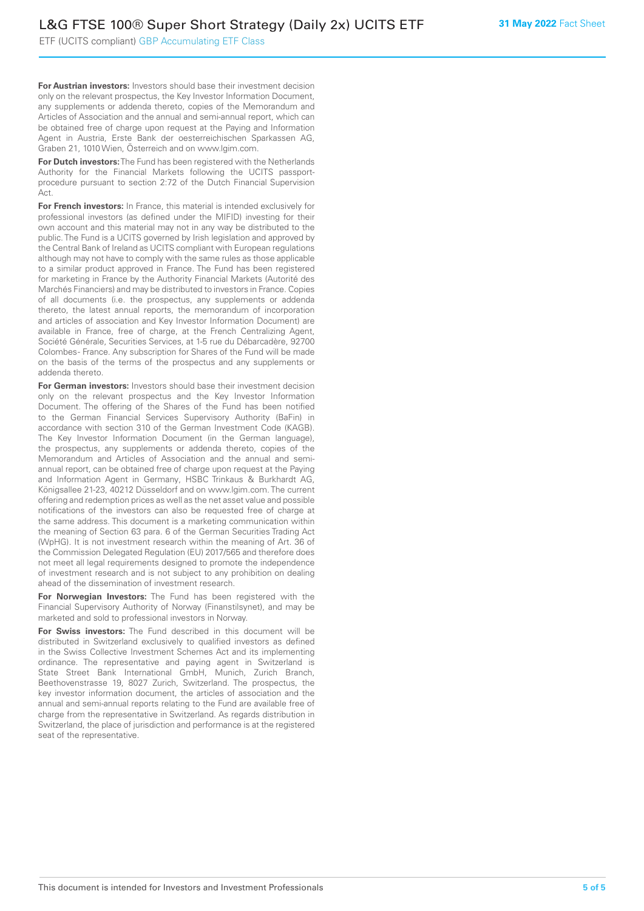**For Austrian investors:** Investors should base their investment decision only on the relevant prospectus, the Key Investor Information Document, any supplements or addenda thereto, copies of the Memorandum and Articles of Association and the annual and semi-annual report, which can be obtained free of charge upon request at the Paying and Information Agent in Austria, Erste Bank der oesterreichischen Sparkassen AG, Graben 21, 1010 Wien, Österreich and on www.lgim.com.

**For Dutch investors:** The Fund has been registered with the Netherlands Authority for the Financial Markets following the UCITS passport-procedure pursuant to section 2:72 of the Dutch Financial Supervision Act.

**For French investors:** In France, this material is intended exclusively for professional investors (as defined under the MIFID) investing for their own account and this material may not in any way be distributed to the public. The Fund is a UCITS governed by Irish legislation and approved by the Central Bank of Ireland as UCITS compliant with European regulations although may not have to comply with the same rules as those applicable to a similar product approved in France. The Fund has been registered for marketing in France by the Authority Financial Markets (Autorité des Marchés Financiers) and may be distributed to investors in France. Copies of all documents (i.e. the prospectus, any supplements or addenda thereto, the latest annual reports, the memorandum of incorporation and articles of association and Key Investor Information Document) are available in France, free of charge, at the French Centralizing Agent, Société Générale, Securities Services, at 1-5 rue du Débarcadère, 92700 Colombes- France. Any subscription for Shares of the Fund will be made on the basis of the terms of the prospectus and any supplements or addenda thereto.

**For German investors:** Investors should base their investment decision only on the relevant prospectus and the Key Investor Information Document. The offering of the Shares of the Fund has been notified to the German Financial Services Supervisory Authority (BaFin) in accordance with section 310 of the German Investment Code (KAGB). The Key Investor Information Document (in the German language), the prospectus, any supplements or addenda thereto, copies of the Memorandum and Articles of Association and the annual and semi-annual report, can be obtained free of charge upon request at the Paying and Information Agent in Germany, HSBC Trinkaus & Burkhardt AG, Königsallee 21-23, 40212 Düsseldorf and on www.lgim.com. The current offering and redemption prices as well as the net asset value and possible notifications of the investors can also be requested free of charge at the same address. This document is a marketing communication within the meaning of Section 63 para. 6 of the German Securities Trading Act (WpHG). It is not investment research within the meaning of Art. 36 of the Commission Delegated Regulation (EU) 2017/565 and therefore does not meet all legal requirements designed to promote the independence of investment research and is not subject to any prohibition on dealing ahead of the dissemination of investment research.

**For Norwegian Investors:** The Fund has been registered with the Financial Supervisory Authority of Norway (Finanstilsynet), and may be marketed and sold to professional investors in Norway.

**For Swiss investors:** The Fund described in this document will be distributed in Switzerland exclusively to qualified investors as defined in the Swiss Collective Investment Schemes Act and its implementing ordinance. The representative and paying agent in Switzerland is State Street Bank International GmbH, Munich, Zurich Branch, Beethovenstrasse 19, 8027 Zurich, Switzerland. The prospectus, the key investor information document, the articles of association and the annual and semi-annual reports relating to the Fund are available free of charge from the representative in Switzerland. As regards distribution in Switzerland, the place of jurisdiction and performance is at the registered seat of the representative.